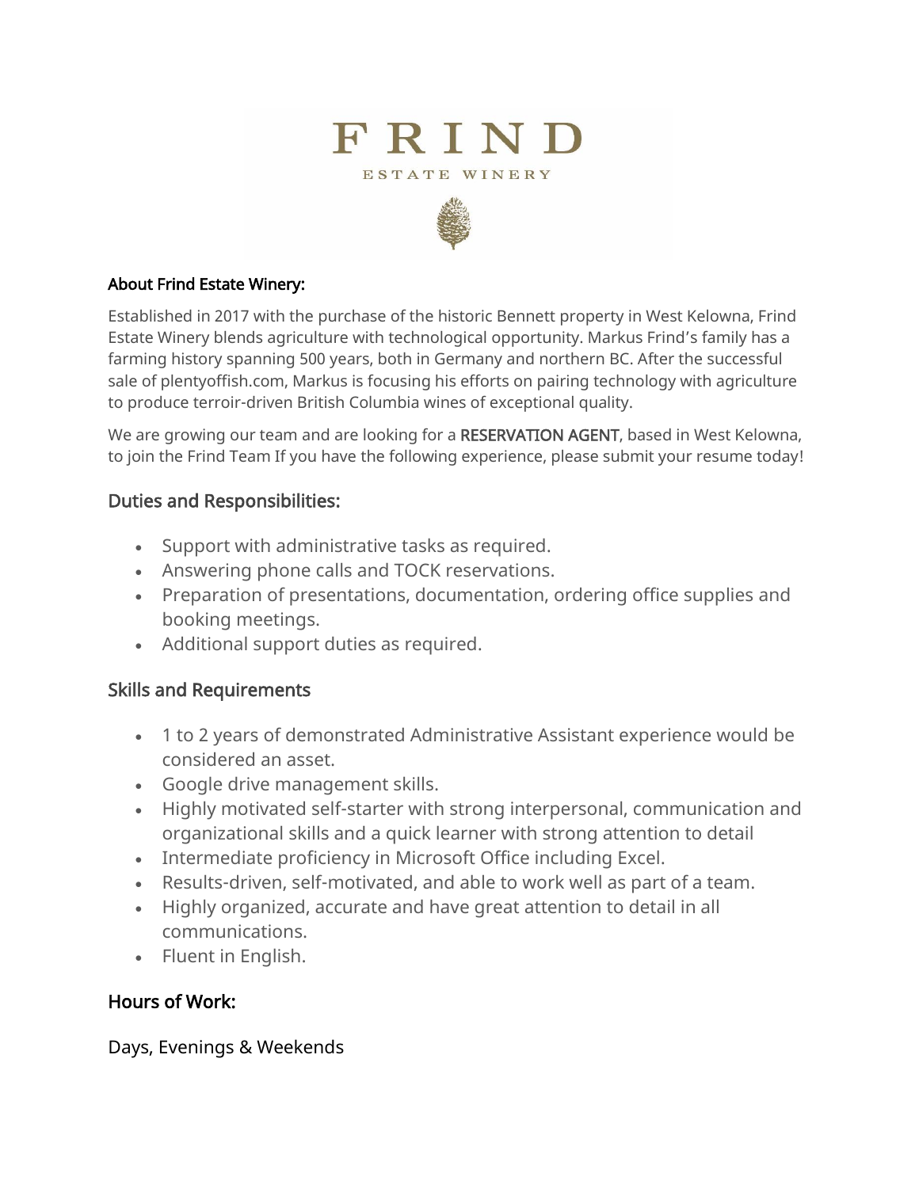# FRIND

ESTATE WINERY

**About Frind Estate Winery:**

Established in 2017 with the purchase of the historic Bennett property in West Kelowna, Frind Estate Winery blends agriculture with technological opportunity. Markus Frind's family has a farming history spanning 500 years, both in Germany and northern BC. After the successful sale of plentyoffish.com, Markus is focusing his efforts on pairing technology with agriculture to produce terroir-driven British Columbia wines of exceptional quality.

We are growing our team and are looking for a RESERVATION AGENT, based in West Kelowna, to join the Frind Team If you have the following experience, please submit your resume today!

## Duties and Responsibilities:

- Support with administrative tasks as required.
- Answering phone calls and TOCK reservations.
- Preparation of presentations, documentation, ordering office supplies and booking meetings.
- Additional support duties as required.

## Skills and Requirements

- 1 to 2 years of demonstrated Administrative Assistant experience would be considered an asset.
- Google drive management skills.
- Highly motivated self-starter with strong interpersonal, communication and organizational skills and a quick learner with strong attention to detail
- Intermediate proficiency in Microsoft Office including Excel.
- Results-driven, self-motivated, and able to work well as part of a team.
- Highly organized, accurate and have great attention to detail in all communications.
- Fluent in English.

## Hours of Work:

Days, Evenings & Weekends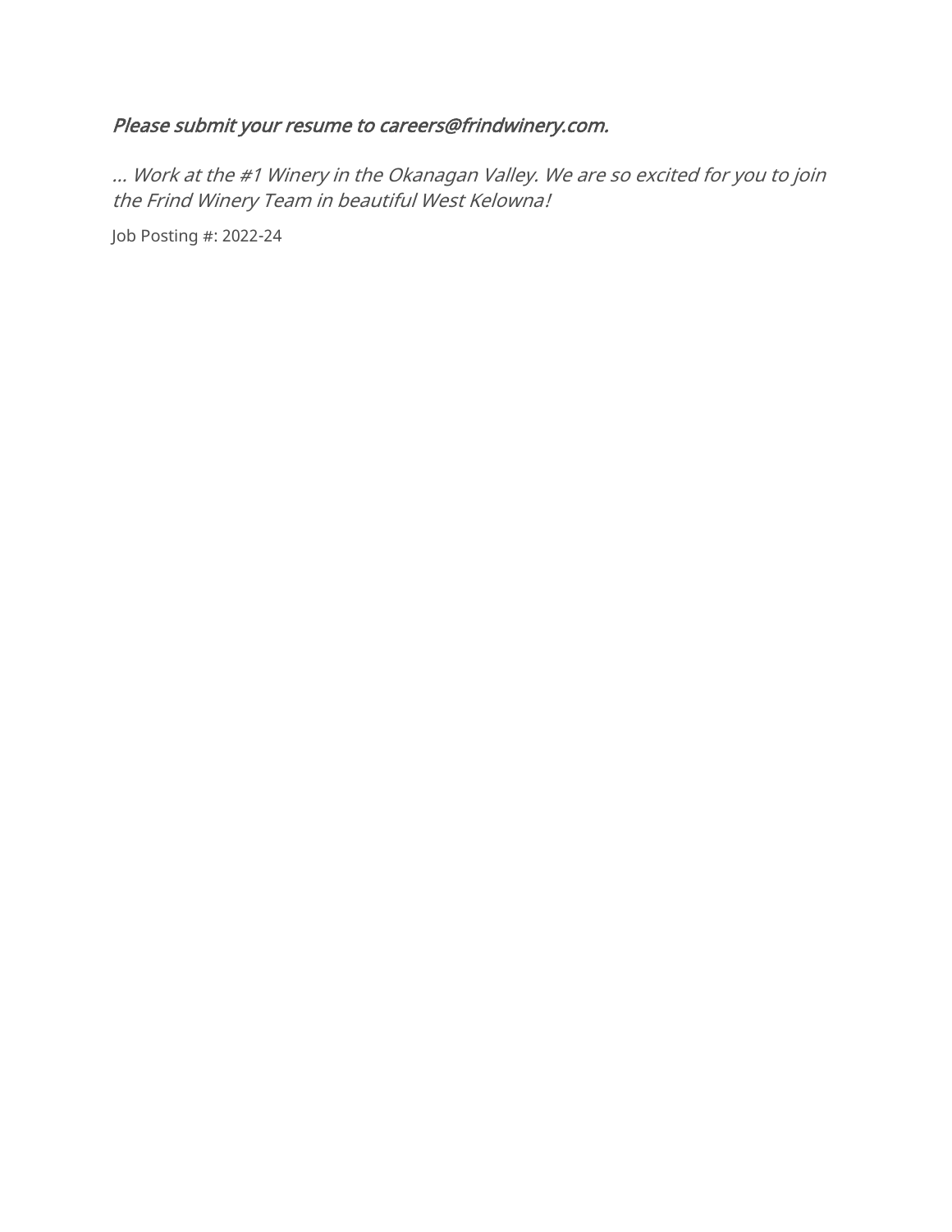*Please submit your resume to careers@frindwinery.com.*

*... Work at the #1 Winery in the Okanagan Valley. We are so excited for you to join the Frind Winery Team in beautiful West Kelowna!*

Job Posting #: 2022-24